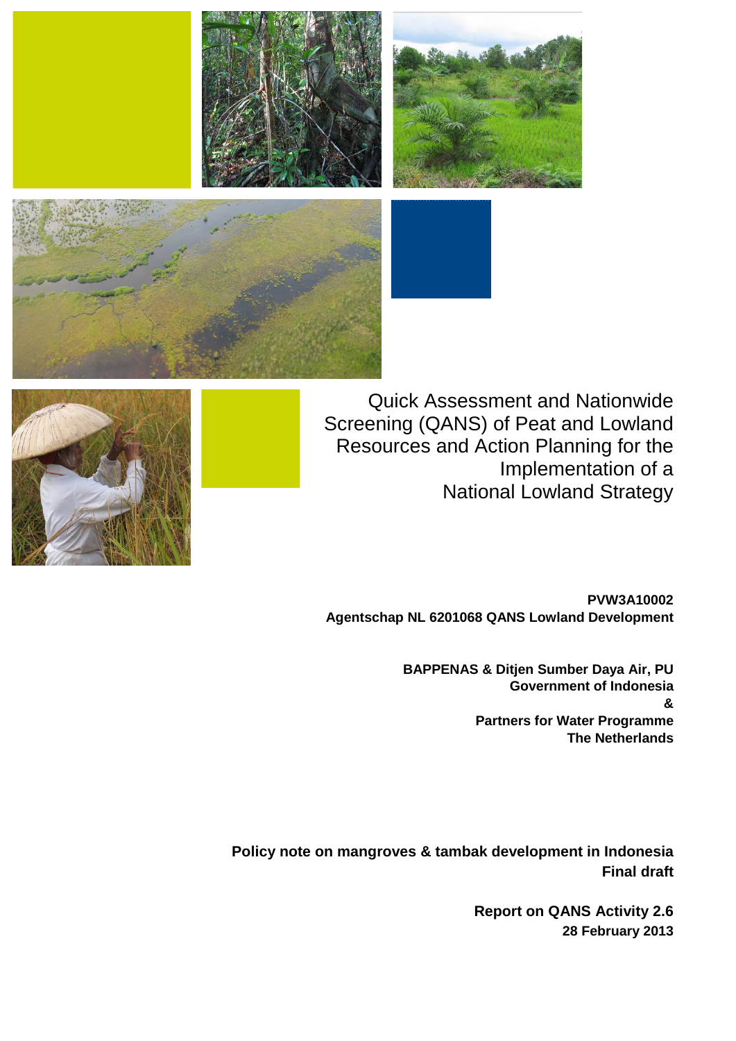# Quick Assessment and Nationwide Screening (QANS) of Peat and Lowland Resources and Action Planning for the Implementation of a National Lowland Strategy

**PVW3A10002**
**Agentschap NL 6201068 QANS Lowland Development**

**BAPPENAS & Ditjen Sumber Daya Air, PU**
**Government of Indonesia**
**&**
**Partners for Water Programme**
**The Netherlands**

**Policy note on mangroves & tambak development in Indonesia**
**Final draft**

**Report on QANS Activity 2.6**
**28 February 2013**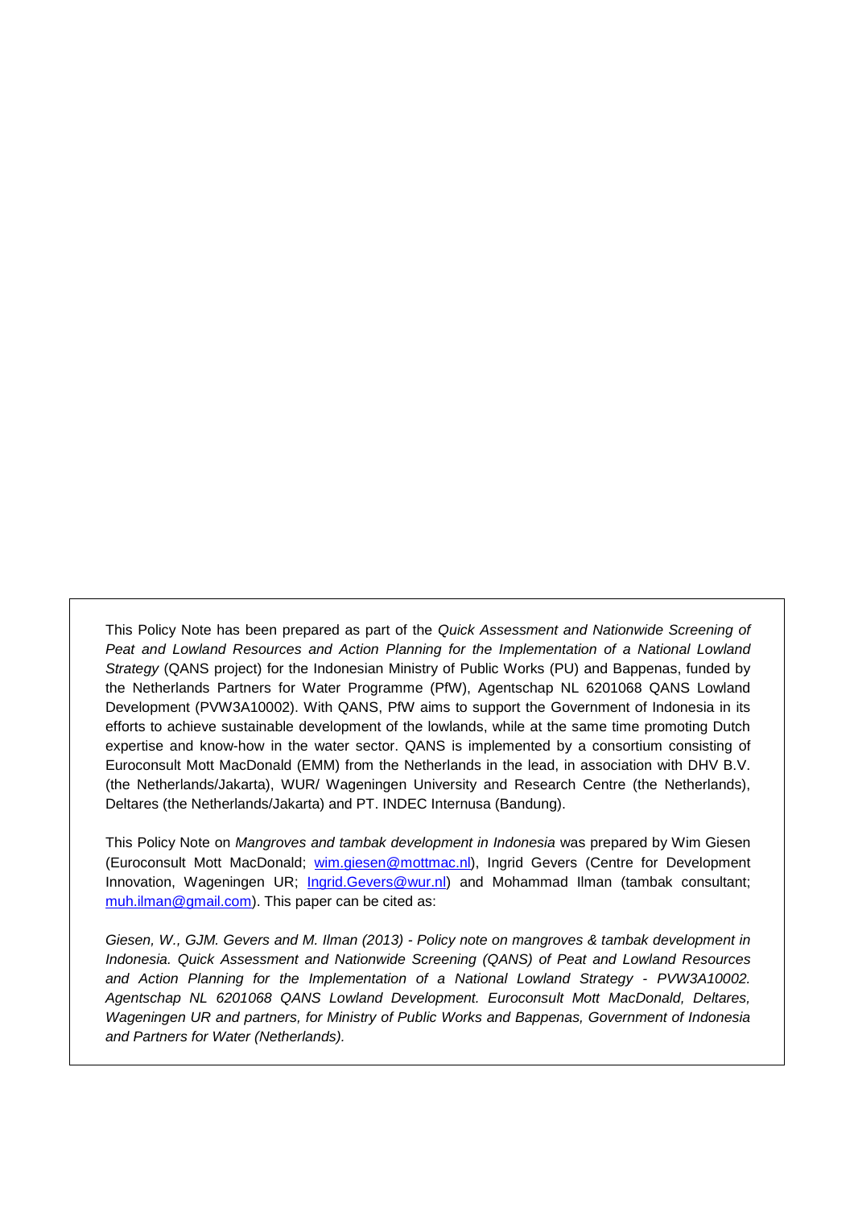This Policy Note has been prepared as part of the *Quick Assessment and Nationwide Screening of Peat and Lowland Resources and Action Planning for the Implementation of a National Lowland Strategy* (QANS project) for the Indonesian Ministry of Public Works (PU) and Bappenas, funded by the Netherlands Partners for Water Programme (PfW), Agentschap NL 6201068 QANS Lowland Development (PVW3A10002). With QANS, PfW aims to support the Government of Indonesia in its efforts to achieve sustainable development of the lowlands, while at the same time promoting Dutch expertise and know-how in the water sector. QANS is implemented by a consortium consisting of Euroconsult Mott MacDonald (EMM) from the Netherlands in the lead, in association with DHV B.V. (the Netherlands/Jakarta), WUR/ Wageningen University and Research Centre (the Netherlands), Deltares (the Netherlands/Jakarta) and PT. INDEC Internusa (Bandung).

This Policy Note on *Mangroves and tambak development in Indonesia* was prepared by Wim Giesen (Euroconsult Mott MacDonald; wim.giesen@mottmac.nl), Ingrid Gevers (Centre for Development Innovation, Wageningen UR; Ingrid.Gevers@wur.nl) and Mohammad Ilman (tambak consultant; muh.ilman@gmail.com). This paper can be cited as:

*Giesen, W., GJM. Gevers and M. Ilman (2013) - Policy note on mangroves & tambak development in Indonesia. Quick Assessment and Nationwide Screening (QANS) of Peat and Lowland Resources and Action Planning for the Implementation of a National Lowland Strategy - PVW3A10002. Agentschap NL 6201068 QANS Lowland Development. Euroconsult Mott MacDonald, Deltares, Wageningen UR and partners, for Ministry of Public Works and Bappenas, Government of Indonesia and Partners for Water (Netherlands).*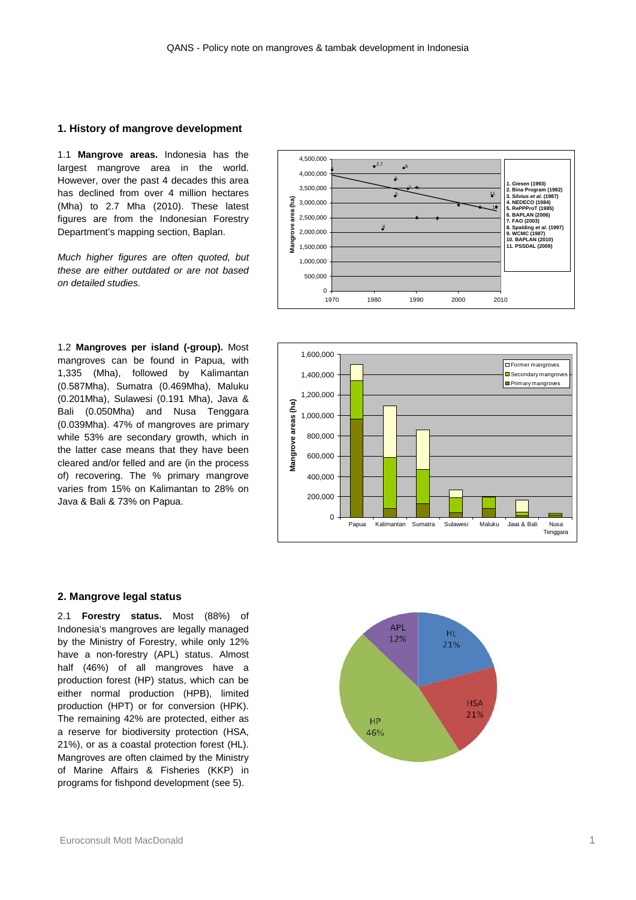## 1. History of mangrove development

1.1 **Mangrove areas.** Indonesia has the largest mangrove area in the world. However, over the past 4 decades this area has declined from over 4 million hectares (Mha) to 2.7 Mha (2010). These latest figures are from the Indonesian Forestry Department's mapping section, Baplan.

*Much higher figures are often quoted, but these are either outdated or are not based on detailed studies.*

1.2 **Mangroves per island (-group).** Most mangroves can be found in Papua, with 1,335 (Mha), followed by Kalimantan (0.587Mha), Sumatra (0.469Mha), Maluku (0.201Mha), Sulawesi (0.191 Mha), Java & Bali (0.050Mha) and Nusa Tenggara (0.039Mha). 47% of mangroves are primary while 53% are secondary growth, which in the latter case means that they have been cleared and/or felled and are (in the process of) recovering. The % primary mangrove varies from 15% on Kalimantan to 28% on Java & Bali & 73% on Papua.

## 2. Mangrove legal status

2.1 **Forestry status.** Most (88%) of Indonesia's mangroves are legally managed by the Ministry of Forestry, while only 12% have a non-forestry (APL) status. Almost half (46%) of all mangroves have a production forest (HP) status, which can be either normal production (HPB), limited production (HPT) or for conversion (HPK). The remaining 42% are protected, either as a reserve for biodiversity protection (HSA, 21%), or as a coastal protection forest (HL). Mangroves are often claimed by the Ministry of Marine Affairs & Fisheries (KKP) in programs for fishpond development (see 5).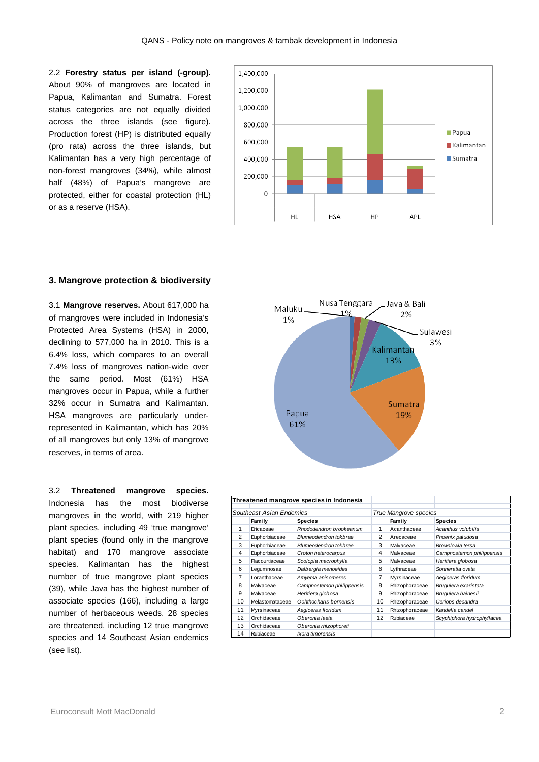2.2 **Forestry status per island (-group).** About 90% of mangroves are located in Papua, Kalimantan and Sumatra. Forest status categories are not equally divided across the three islands (see figure). Production forest (HP) is distributed equally (pro rata) across the three islands, but Kalimantan has a very high percentage of non-forest mangroves (34%), while almost half (48%) of Papua's mangrove are protected, either for coastal protection (HL) or as a reserve (HSA).

### 3. Mangrove protection & biodiversity

3.1 **Mangrove reserves.** About 617,000 ha of mangroves were included in Indonesia's Protected Area Systems (HSA) in 2000, declining to 577,000 ha in 2010. This is a 6.4% loss, which compares to an overall 7.4% loss of mangroves nation-wide over the same period. Most (61%) HSA mangroves occur in Papua, while a further 32% occur in Sumatra and Kalimantan. HSA mangroves are particularly under-represented in Kalimantan, which has 20% of all mangroves but only 13% of mangrove reserves, in terms of area.

3.2 **Threatened mangrove species.** Indonesia has the most biodiverse mangroves in the world, with 219 higher plant species, including 49 'true mangrove' plant species (found only in the mangrove habitat) and 170 mangrove associate species. Kalimantan has the highest number of true mangrove plant species (39), while Java has the highest number of associate species (166), including a large number of herbaceous weeds. 28 species are threatened, including 12 true mangrove species and 14 Southeast Asian endemics (see list).

| Threatened mangrove species in Indonesia | | | | | |
|---|---|---|---|---|---|
| *Southeast Asian Endemics* | | | *True Mangrove species* | | |
| | **Family** | **Species** | | **Family** | **Species** |
| 1 | Ericaceae | *Rhododendron brookeanum* | 1 | Acanthaceae | *Acanthus volubilis* |
| 2 | Euphorbiaceae | *Blumeodendron tokbrae* | 2 | Arecaceae | *Phoenix paludosa* |
| 3 | Euphorbiaceae | *Blumeodendron tokbrae* | 3 | Malvaceae | *Brownlowia tersa* |
| 4 | Euphorbiaceae | *Croton heterocarpus* | 4 | Malvaceae | *Campnostemon philippensis* |
| 5 | Flacourtiaceae | *Scolopia macrophylla* | 5 | Malvaceae | *Heritiera globosa* |
| 6 | Leguminosae | *Dalbergia menoeides* | 6 | Lythraceae | *Sonneratia ovata* |
| 7 | Loranthaceae | *Amyema anisomeres* | 7 | Myrsinaceae | *Aegiceras floridum* |
| 8 | Malvaceae | *Campnostemon philippensis* | 8 | Rhizophoraceae | *Bruguiera exaristata* |
| 9 | Malvaceae | *Heritiera globosa* | 9 | Rhizophoraceae | *Bruguiera hainesii* |
| 10 | Melastomataceae | *Ochthocharis bornensis* | 10 | Rhizophoraceae | *Ceriops decandra* |
| 11 | Myrsinaceae | *Aegiceras floridum* | 11 | Rhizophoraceae | *Kandelia candel* |
| 12 | Orchidaceae | *Oberonia laeta* | 12 | Rubiaceae | *Scyphiphora hydrophyllacea* |
| 13 | Orchidaceae | *Oberonia rhizophoreti* | | | |
| 14 | Rubiaceae | *Ixora timorensis* | | | |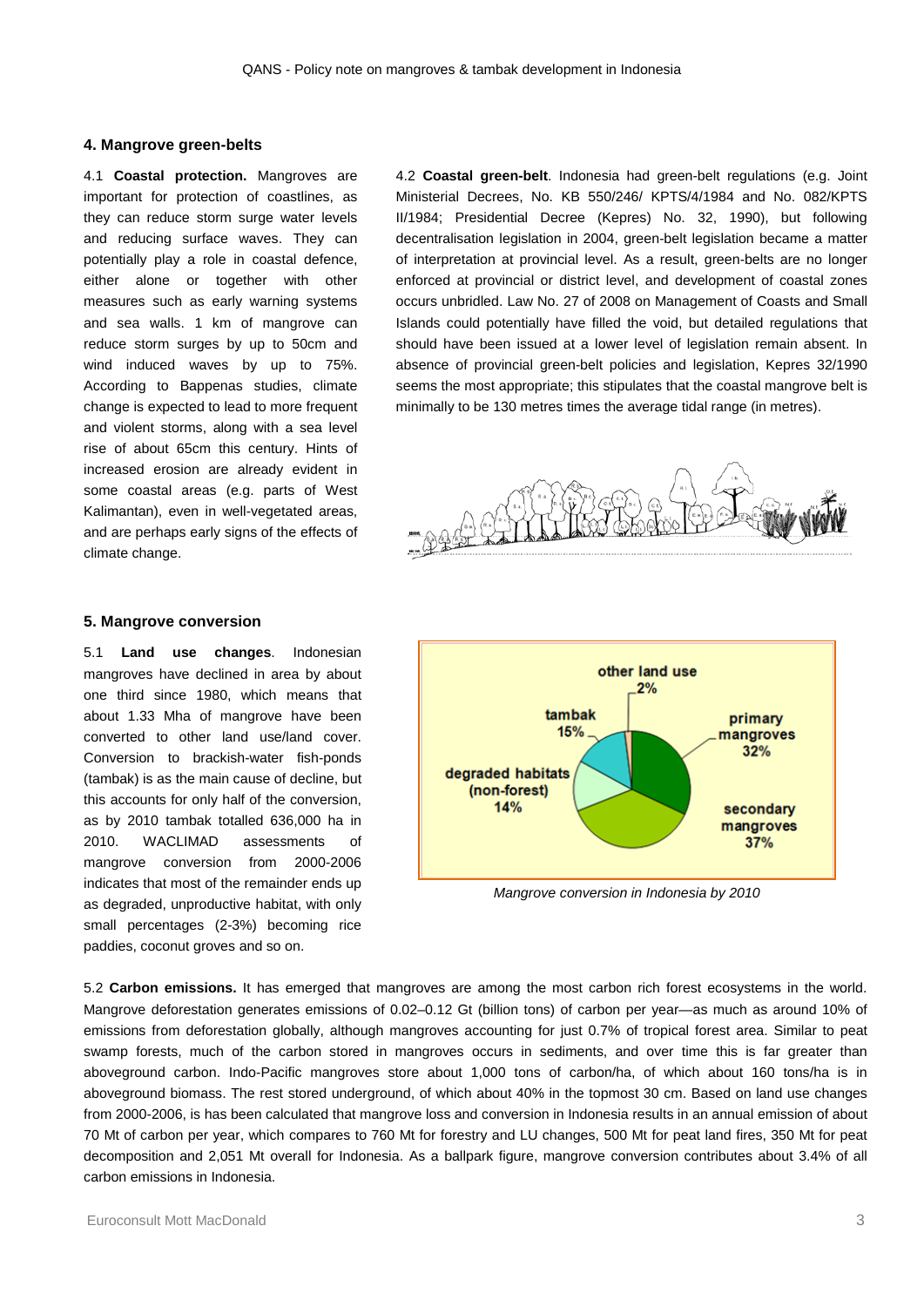## 4. Mangrove green-belts

4.1 **Coastal protection.** Mangroves are important for protection of coastlines, as they can reduce storm surge water levels and reducing surface waves. They can potentially play a role in coastal defence, either alone or together with other measures such as early warning systems and sea walls. 1 km of mangrove can reduce storm surges by up to 50cm and wind induced waves by up to 75%. According to Bappenas studies, climate change is expected to lead to more frequent and violent storms, along with a sea level rise of about 65cm this century. Hints of increased erosion are already evident in some coastal areas (e.g. parts of West Kalimantan), even in well-vegetated areas, and are perhaps early signs of the effects of climate change.

4.2 **Coastal green-belt**. Indonesia had green-belt regulations (e.g. Joint Ministerial Decrees, No. KB 550/246/ KPTS/4/1984 and No. 082/KPTS II/1984; Presidential Decree (Kepres) No. 32, 1990), but following decentralisation legislation in 2004, green-belt legislation became a matter of interpretation at provincial level. As a result, green-belts are no longer enforced at provincial or district level, and development of coastal zones occurs unbridled. Law No. 27 of 2008 on Management of Coasts and Small Islands could potentially have filled the void, but detailed regulations that should have been issued at a lower level of legislation remain absent. In absence of provincial green-belt policies and legislation, Kepres 32/1990 seems the most appropriate; this stipulates that the coastal mangrove belt is minimally to be 130 metres times the average tidal range (in metres).

## 5. Mangrove conversion

5.1 **Land use changes**. Indonesian mangroves have declined in area by about one third since 1980, which means that about 1.33 Mha of mangrove have been converted to other land use/land cover. Conversion to brackish-water fish-ponds (tambak) is as the main cause of decline, but this accounts for only half of the conversion, as by 2010 tambak totalled 636,000 ha in 2010. WACLIMAD assessments of mangrove conversion from 2000-2006 indicates that most of the remainder ends up as degraded, unproductive habitat, with only small percentages (2-3%) becoming rice paddies, coconut groves and so on.

| Category | Share |
|---|---|
| primary mangroves | 32% |
| secondary mangroves | 37% |
| degraded habitats (non-forest) | 14% |
| tambak | 15% |
| other land use | 2% |

*Mangrove conversion in Indonesia by 2010*

5.2 **Carbon emissions.** It has emerged that mangroves are among the most carbon rich forest ecosystems in the world. Mangrove deforestation generates emissions of 0.02–0.12 Gt (billion tons) of carbon per year—as much as around 10% of emissions from deforestation globally, although mangroves accounting for just 0.7% of tropical forest area. Similar to peat swamp forests, much of the carbon stored in mangroves occurs in sediments, and over time this is far greater than aboveground carbon. Indo-Pacific mangroves store about 1,000 tons of carbon/ha, of which about 160 tons/ha is in aboveground biomass. The rest stored underground, of which about 40% in the topmost 30 cm. Based on land use changes from 2000-2006, is has been calculated that mangrove loss and conversion in Indonesia results in an annual emission of about 70 Mt of carbon per year, which compares to 760 Mt for forestry and LU changes, 500 Mt for peat land fires, 350 Mt for peat decomposition and 2,051 Mt overall for Indonesia. As a ballpark figure, mangrove conversion contributes about 3.4% of all carbon emissions in Indonesia.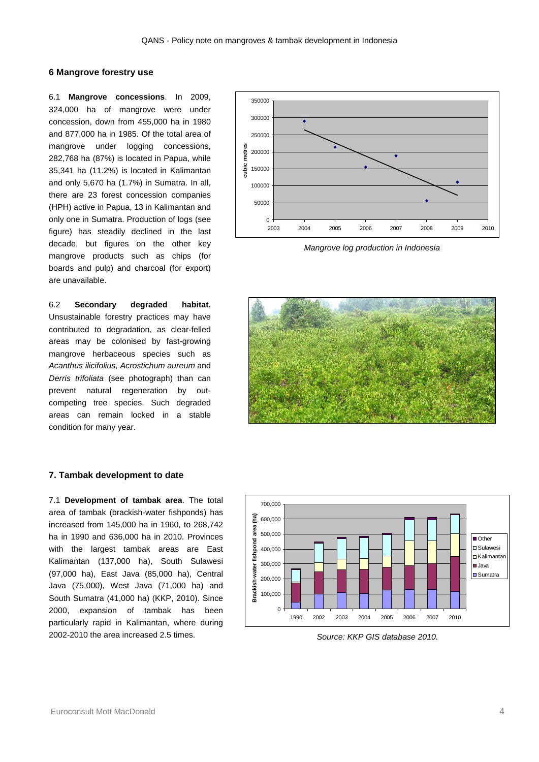## 6 Mangrove forestry use

6.1 **Mangrove concessions**. In 2009, 324,000 ha of mangrove were under concession, down from 455,000 ha in 1980 and 877,000 ha in 1985. Of the total area of mangrove under logging concessions, 282,768 ha (87%) is located in Papua, while 35,341 ha (11.2%) is located in Kalimantan and only 5,670 ha (1.7%) in Sumatra. In all, there are 23 forest concession companies (HPH) active in Papua, 13 in Kalimantan and only one in Sumatra. Production of logs (see figure) has steadily declined in the last decade, but figures on the other key mangrove products such as chips (for boards and pulp) and charcoal (for export) are unavailable.

*Mangrove log production in Indonesia*

6.2 **Secondary degraded habitat.** Unsustainable forestry practices may have contributed to degradation, as clear-felled areas may be colonised by fast-growing mangrove herbaceous species such as *Acanthus ilicifolius, Acrostichum aureum* and *Derris trifoliata* (see photograph) than can prevent natural regeneration by out-competing tree species. Such degraded areas can remain locked in a stable condition for many year.

## 7. Tambak development to date

7.1 **Development of tambak area**. The total area of tambak (brackish-water fishponds) has increased from 145,000 ha in 1960, to 268,742 ha in 1990 and 636,000 ha in 2010. Provinces with the largest tambak areas are East Kalimantan (137,000 ha), South Sulawesi (97,000 ha), East Java (85,000 ha), Central Java (75,000), West Java (71,000 ha) and South Sumatra (41,000 ha) (KKP, 2010). Since 2000, expansion of tambak has been particularly rapid in Kalimantan, where during 2002-2010 the area increased 2.5 times.

*Source: KKP GIS database 2010.*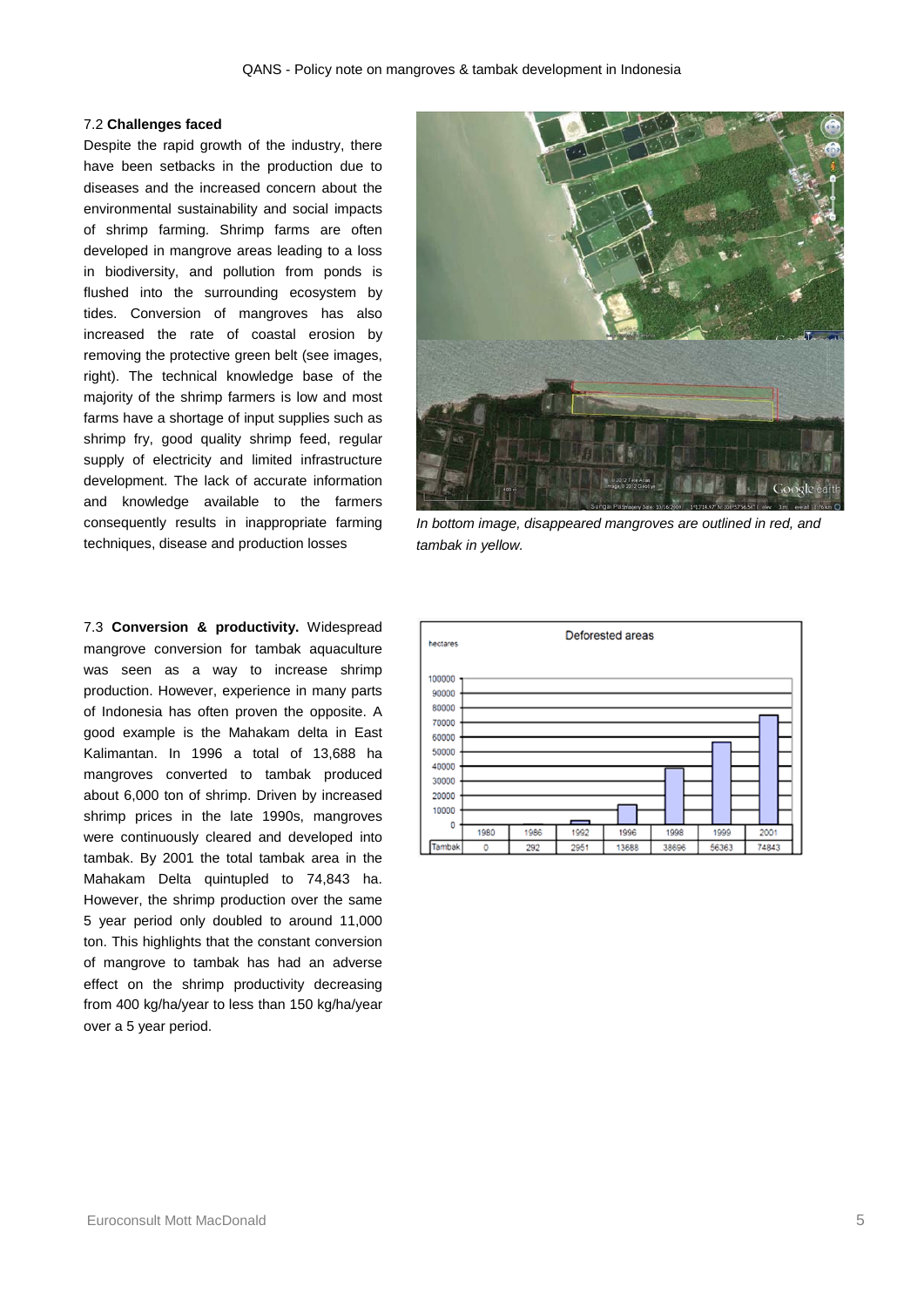7.2 **Challenges faced**

Despite the rapid growth of the industry, there have been setbacks in the production due to diseases and the increased concern about the environmental sustainability and social impacts of shrimp farming. Shrimp farms are often developed in mangrove areas leading to a loss in biodiversity, and pollution from ponds is flushed into the surrounding ecosystem by tides. Conversion of mangroves has also increased the rate of coastal erosion by removing the protective green belt (see images, right). The technical knowledge base of the majority of the shrimp farmers is low and most farms have a shortage of input supplies such as shrimp fry, good quality shrimp feed, regular supply of electricity and limited infrastructure development. The lack of accurate information and knowledge available to the farmers consequently results in inappropriate farming techniques, disease and production losses

*In bottom image, disappeared mangroves are outlined in red, and tambak in yellow.*

7.3 **Conversion & productivity.** Widespread mangrove conversion for tambak aquaculture was seen as a way to increase shrimp production. However, experience in many parts of Indonesia has often proven the opposite. A good example is the Mahakam delta in East Kalimantan. In 1996 a total of 13,688 ha mangroves converted to tambak produced about 6,000 ton of shrimp. Driven by increased shrimp prices in the late 1990s, mangroves were continuously cleared and developed into tambak. By 2001 the total tambak area in the Mahakam Delta quintupled to 74,843 ha. However, the shrimp production over the same 5 year period only doubled to around 11,000 ton. This highlights that the constant conversion of mangrove to tambak has had an adverse effect on the shrimp productivity decreasing from 400 kg/ha/year to less than 150 kg/ha/year over a 5 year period.

Deforested areas (hectares)

| | 1980 | 1986 | 1992 | 1996 | 1998 | 1999 | 2001 |
|---|---|---|---|---|---|---|---|
| Tambak | 0 | 292 | 2951 | 13688 | 38696 | 56363 | 74843 |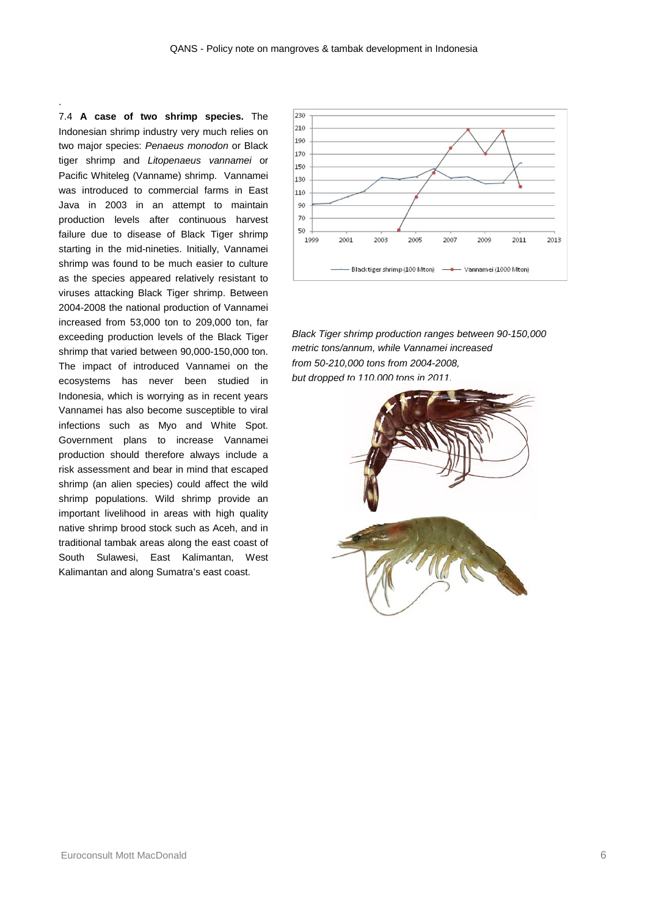7.4 **A case of two shrimp species.** The Indonesian shrimp industry very much relies on two major species: *Penaeus monodon* or Black tiger shrimp and *Litopenaeus vannamei* or Pacific Whiteleg (Vanname) shrimp. Vannamei was introduced to commercial farms in East Java in 2003 in an attempt to maintain production levels after continuous harvest failure due to disease of Black Tiger shrimp starting in the mid-nineties. Initially, Vannamei shrimp was found to be much easier to culture as the species appeared relatively resistant to viruses attacking Black Tiger shrimp. Between 2004-2008 the national production of Vannamei increased from 53,000 ton to 209,000 ton, far exceeding production levels of the Black Tiger shrimp that varied between 90,000-150,000 ton. The impact of introduced Vannamei on the ecosystems has never been studied in Indonesia, which is worrying as in recent years Vannamei has also become susceptible to viral infections such as Myo and White Spot. Government plans to increase Vannamei production should therefore always include a risk assessment and bear in mind that escaped shrimp (an alien species) could affect the wild shrimp populations. Wild shrimp provide an important livelihood in areas with high quality native shrimp brood stock such as Aceh, and in traditional tambak areas along the east coast of South Sulawesi, East Kalimantan, West Kalimantan and along Sumatra's east coast.

*Black Tiger shrimp production ranges between 90-150,000 metric tons/annum, while Vannamei increased from 50-210,000 tons from 2004-2008, but dropped to 110,000 tons in 2011.*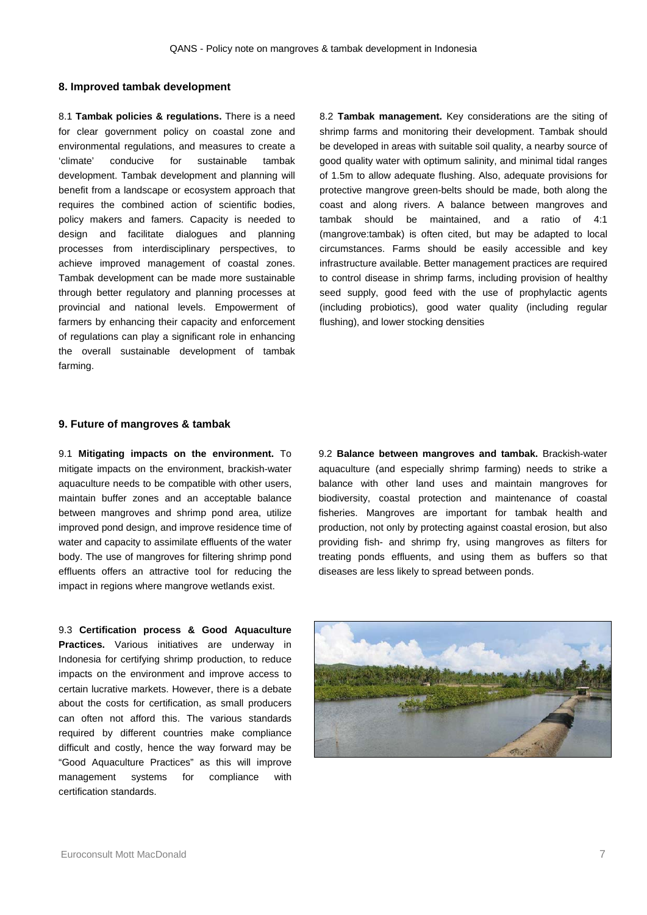## 8. Improved tambak development

8.1 **Tambak policies & regulations.** There is a need for clear government policy on coastal zone and environmental regulations, and measures to create a 'climate' conducive for sustainable tambak development. Tambak development and planning will benefit from a landscape or ecosystem approach that requires the combined action of scientific bodies, policy makers and famers. Capacity is needed to design and facilitate dialogues and planning processes from interdisciplinary perspectives, to achieve improved management of coastal zones. Tambak development can be made more sustainable through better regulatory and planning processes at provincial and national levels. Empowerment of farmers by enhancing their capacity and enforcement of regulations can play a significant role in enhancing the overall sustainable development of tambak farming.

8.2 **Tambak management.** Key considerations are the siting of shrimp farms and monitoring their development. Tambak should be developed in areas with suitable soil quality, a nearby source of good quality water with optimum salinity, and minimal tidal ranges of 1.5m to allow adequate flushing. Also, adequate provisions for protective mangrove green-belts should be made, both along the coast and along rivers. A balance between mangroves and tambak should be maintained, and a ratio of 4:1 (mangrove:tambak) is often cited, but may be adapted to local circumstances. Farms should be easily accessible and key infrastructure available. Better management practices are required to control disease in shrimp farms, including provision of healthy seed supply, good feed with the use of prophylactic agents (including probiotics), good water quality (including regular flushing), and lower stocking densities

## 9. Future of mangroves & tambak

9.1 **Mitigating impacts on the environment.** To mitigate impacts on the environment, brackish-water aquaculture needs to be compatible with other users, maintain buffer zones and an acceptable balance between mangroves and shrimp pond area, utilize improved pond design, and improve residence time of water and capacity to assimilate effluents of the water body. The use of mangroves for filtering shrimp pond effluents offers an attractive tool for reducing the impact in regions where mangrove wetlands exist.

9.2 **Balance between mangroves and tambak.** Brackish-water aquaculture (and especially shrimp farming) needs to strike a balance with other land uses and maintain mangroves for biodiversity, coastal protection and maintenance of coastal fisheries. Mangroves are important for tambak health and production, not only by protecting against coastal erosion, but also providing fish- and shrimp fry, using mangroves as filters for treating ponds effluents, and using them as buffers so that diseases are less likely to spread between ponds.

9.3 **Certification process & Good Aquaculture Practices.** Various initiatives are underway in Indonesia for certifying shrimp production, to reduce impacts on the environment and improve access to certain lucrative markets. However, there is a debate about the costs for certification, as small producers can often not afford this. The various standards required by different countries make compliance difficult and costly, hence the way forward may be "Good Aquaculture Practices" as this will improve management systems for compliance with certification standards.